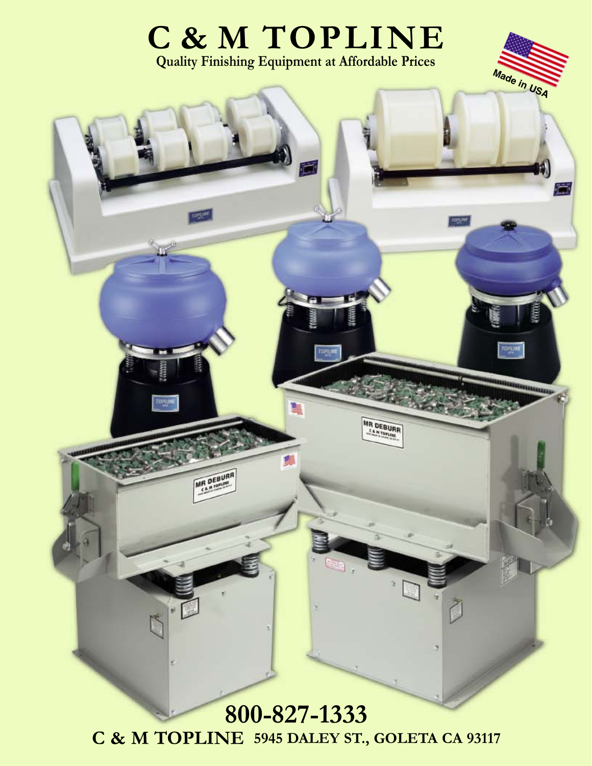# C & M TOPLINE

**Quality Finishing Equipment at Affordable Prices**

Made in USA

**800-827-1333**

**C & M TOPLINE 5945 DALEY ST., GOLETA CA 93117**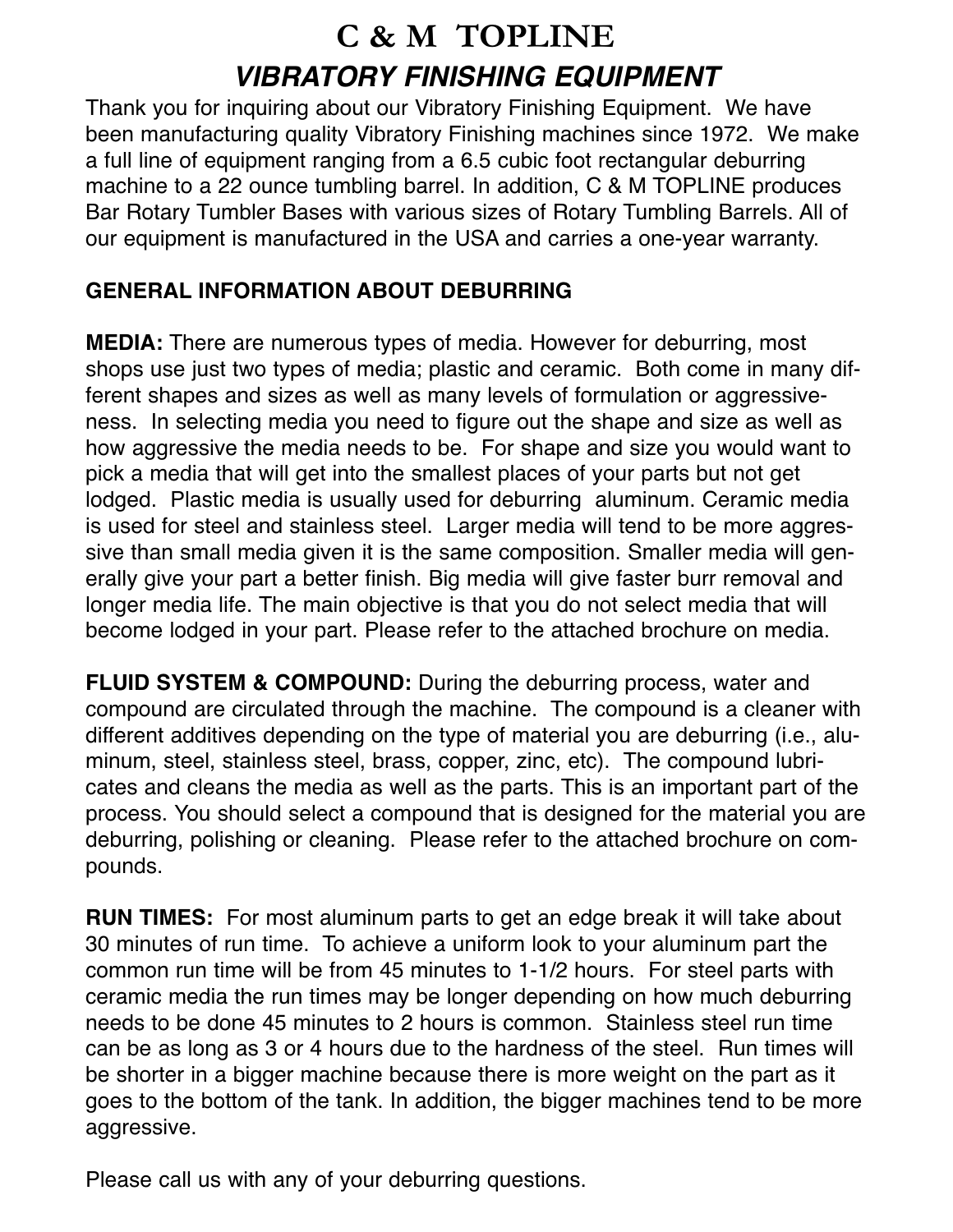# C & M TOPLINE

## *VIBRATORY FINISHING EQUIPMENT*

Thank you for inquiring about our Vibratory Finishing Equipment. We have been manufacturing quality Vibratory Finishing machines since 1972. We make a full line of equipment ranging from a 6.5 cubic foot rectangular deburring machine to a 22 ounce tumbling barrel. In addition, C & M TOPLINE produces Bar Rotary Tumbler Bases with various sizes of Rotary Tumbling Barrels. All of our equipment is manufactured in the USA and carries a one-year warranty.

### GENERAL INFORMATION ABOUT DEBURRING

**MEDIA:** There are numerous types of media. However for deburring, most shops use just two types of media; plastic and ceramic. Both come in many different shapes and sizes as well as many levels of formulation or aggressiveness. In selecting media you need to figure out the shape and size as well as how aggressive the media needs to be. For shape and size you would want to pick a media that will get into the smallest places of your parts but not get lodged. Plastic media is usually used for deburring aluminum. Ceramic media is used for steel and stainless steel. Larger media will tend to be more aggressive than small media given it is the same composition. Smaller media will generally give your part a better finish. Big media will give faster burr removal and longer media life. The main objective is that you do not select media that will become lodged in your part. Please refer to the attached brochure on media.

**FLUID SYSTEM & COMPOUND:** During the deburring process, water and compound are circulated through the machine. The compound is a cleaner with different additives depending on the type of material you are deburring (i.e., aluminum, steel, stainless steel, brass, copper, zinc, etc). The compound lubricates and cleans the media as well as the parts. This is an important part of the process. You should select a compound that is designed for the material you are deburring, polishing or cleaning. Please refer to the attached brochure on compounds.

**RUN TIMES:** For most aluminum parts to get an edge break it will take about 30 minutes of run time. To achieve a uniform look to your aluminum part the common run time will be from 45 minutes to 1-1/2 hours. For steel parts with ceramic media the run times may be longer depending on how much deburring needs to be done 45 minutes to 2 hours is common. Stainless steel run time can be as long as 3 or 4 hours due to the hardness of the steel. Run times will be shorter in a bigger machine because there is more weight on the part as it goes to the bottom of the tank. In addition, the bigger machines tend to be more aggressive.

Please call us with any of your deburring questions.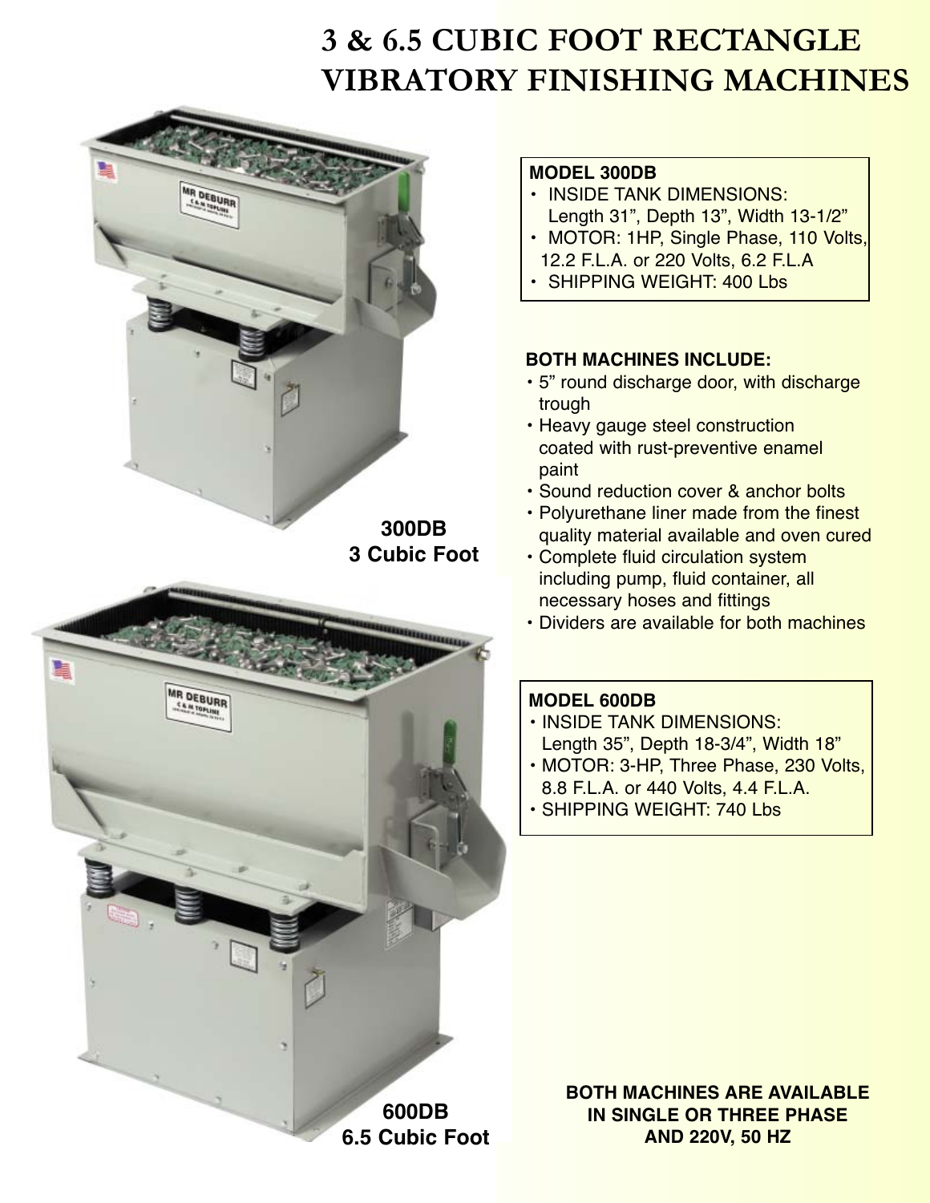# 3 & 6.5 CUBIC FOOT RECTANGLE VIBRATORY FINISHING MACHINES

**300DB**
**3 Cubic Foot**

**MODEL 300DB**

- INSIDE TANK DIMENSIONS: Length 31", Depth 13", Width 13-1/2"
- MOTOR: 1HP, Single Phase, 110 Volts, 12.2 F.L.A. or 220 Volts, 6.2 F.L.A
- SHIPPING WEIGHT: 400 Lbs

**BOTH MACHINES INCLUDE:**

- 5" round discharge door, with discharge trough
- Heavy gauge steel construction coated with rust-preventive enamel paint
- Sound reduction cover & anchor bolts
- Polyurethane liner made from the finest quality material available and oven cured
- Complete fluid circulation system including pump, fluid container, all necessary hoses and fittings
- Dividers are available for both machines

**600DB**
**6.5 Cubic Foot**

**MODEL 600DB**

- INSIDE TANK DIMENSIONS: Length 35", Depth 18-3/4", Width 18"
- MOTOR: 3-HP, Three Phase, 230 Volts, 8.8 F.L.A. or 440 Volts, 4.4 F.L.A.
- SHIPPING WEIGHT: 740 Lbs

**BOTH MACHINES ARE AVAILABLE IN SINGLE OR THREE PHASE AND 220V, 50 HZ**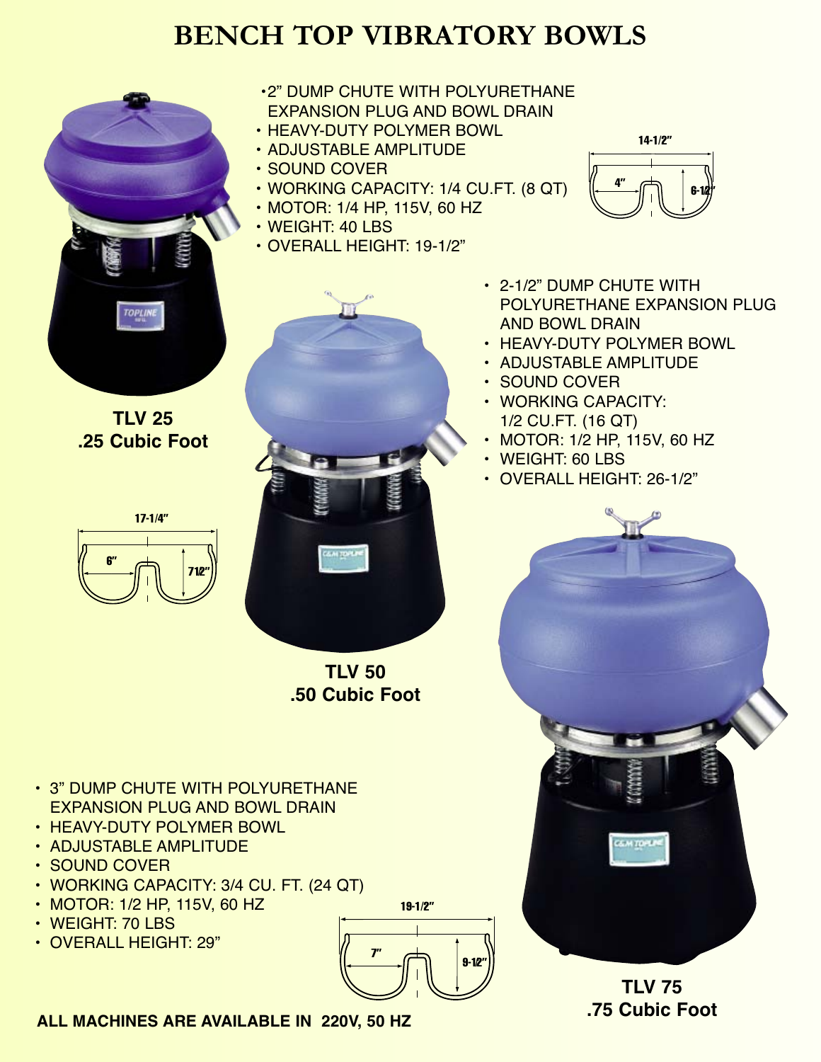# BENCH TOP VIBRATORY BOWLS

## TLV 25
**.25 Cubic Foot**

- 2" DUMP CHUTE WITH POLYURETHANE EXPANSION PLUG AND BOWL DRAIN
- HEAVY-DUTY POLYMER BOWL
- ADJUSTABLE AMPLITUDE
- SOUND COVER
- WORKING CAPACITY: 1/4 CU.FT. (8 QT)
- MOTOR: 1/4 HP, 115V, 60 HZ
- WEIGHT: 40 LBS
- OVERALL HEIGHT: 19-1/2"

14-1/2"
4"
6-1/2"

## TLV 50
**.50 Cubic Foot**

- 2-1/2" DUMP CHUTE WITH POLYURETHANE EXPANSION PLUG AND BOWL DRAIN
- HEAVY-DUTY POLYMER BOWL
- ADJUSTABLE AMPLITUDE
- SOUND COVER
- WORKING CAPACITY: 1/2 CU.FT. (16 QT)
- MOTOR: 1/2 HP, 115V, 60 HZ
- WEIGHT: 60 LBS
- OVERALL HEIGHT: 26-1/2"

17-1/4"
6"
7-1/2"

## TLV 75
**.75 Cubic Foot**

- 3" DUMP CHUTE WITH POLYURETHANE EXPANSION PLUG AND BOWL DRAIN
- HEAVY-DUTY POLYMER BOWL
- ADJUSTABLE AMPLITUDE
- SOUND COVER
- WORKING CAPACITY: 3/4 CU. FT. (24 QT)
- MOTOR: 1/2 HP, 115V, 60 HZ
- WEIGHT: 70 LBS
- OVERALL HEIGHT: 29"

19-1/2"
7"
9-1/2"

**ALL MACHINES ARE AVAILABLE IN 220V, 50 HZ**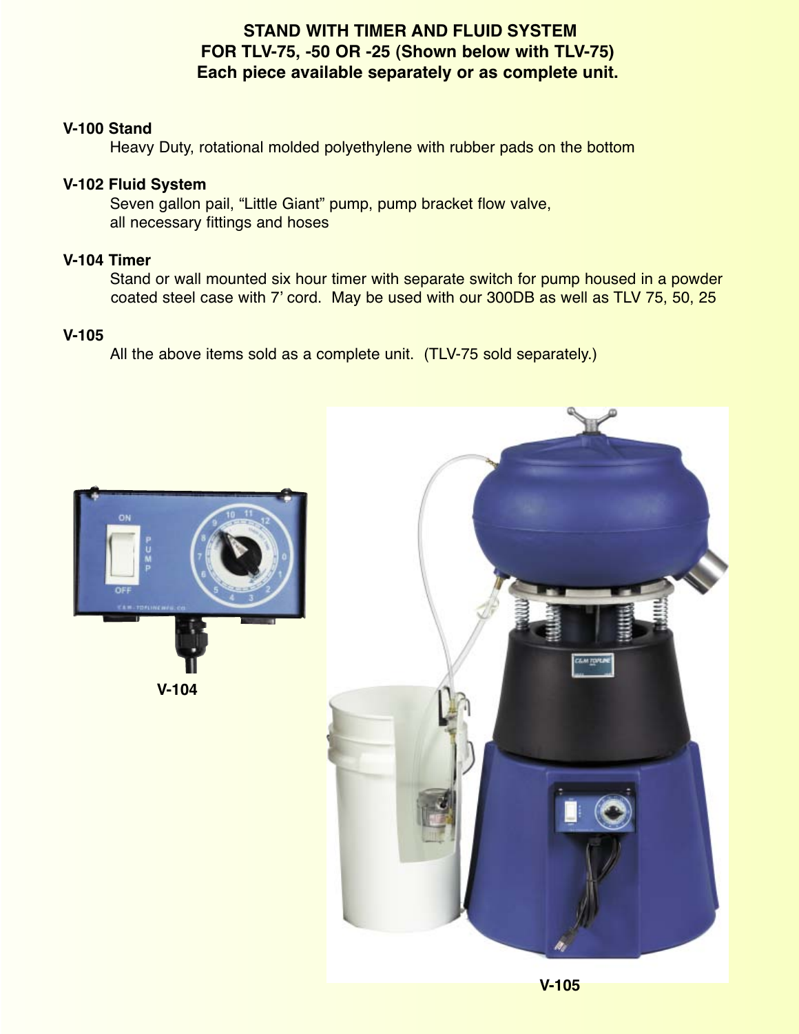# STAND WITH TIMER AND FLUID SYSTEM FOR TLV-75, -50 OR -25 (Shown below with TLV-75) Each piece available separately or as complete unit.

**V-100 Stand**

Heavy Duty, rotational molded polyethylene with rubber pads on the bottom

**V-102 Fluid System**

Seven gallon pail, "Little Giant" pump, pump bracket flow valve, all necessary fittings and hoses

**V-104 Timer**

Stand or wall mounted six hour timer with separate switch for pump housed in a powder coated steel case with 7' cord. May be used with our 300DB as well as TLV 75, 50, 25

**V-105**

All the above items sold as a complete unit. (TLV-75 sold separately.)

V-104

V-105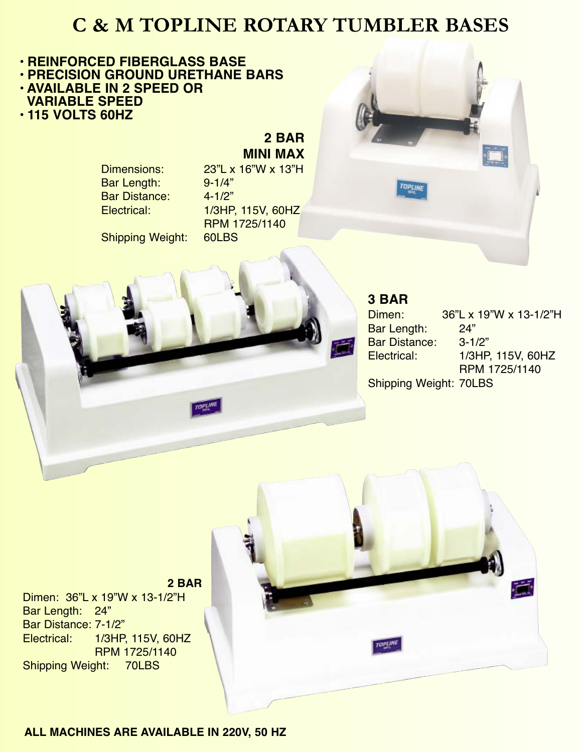# C & M TOPLINE ROTARY TUMBLER BASES

- **REINFORCED FIBERGLASS BASE**
- **PRECISION GROUND URETHANE BARS**
- **AVAILABLE IN 2 SPEED OR VARIABLE SPEED**
- **115 VOLTS 60HZ**

## 2 BAR MINI MAX

| | |
|---|---|
| Dimensions: | 23"L x 16"W x 13"H |
| Bar Length: | 9-1/4" |
| Bar Distance: | 4-1/2" |
| Electrical: | 1/3HP, 115V, 60HZ RPM 1725/1140 |
| Shipping Weight: | 60LBS |

## 3 BAR

| | |
|---|---|
| Dimen: | 36"L x 19"W x 13-1/2"H |
| Bar Length: | 24" |
| Bar Distance: | 3-1/2" |
| Electrical: | 1/3HP, 115V, 60HZ RPM 1725/1140 |
| Shipping Weight: | 70LBS |

## 2 BAR

| | |
|---|---|
| Dimen: | 36"L x 19"W x 13-1/2"H |
| Bar Length: | 24" |
| Bar Distance: | 7-1/2" |
| Electrical: | 1/3HP, 115V, 60HZ RPM 1725/1140 |
| Shipping Weight: | 70LBS |

**ALL MACHINES ARE AVAILABLE IN 220V, 50 HZ**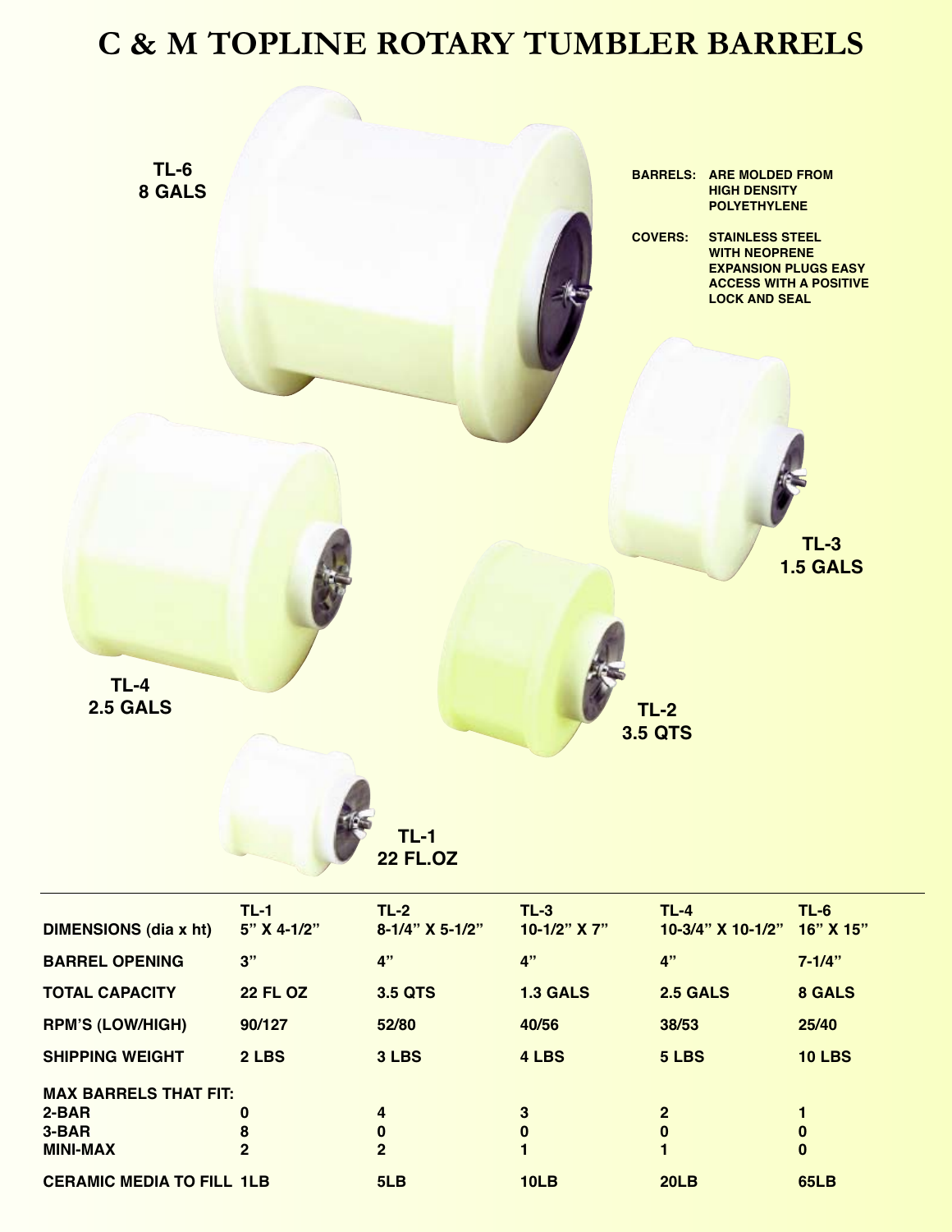# C & M TOPLINE ROTARY TUMBLER BARRELS

TL-6
8 GALS

**BARRELS:** ARE MOLDED FROM HIGH DENSITY POLYETHYLENE

**COVERS:** STAINLESS STEEL WITH NEOPRENE EXPANSION PLUGS EASY ACCESS WITH A POSITIVE LOCK AND SEAL

TL-3
1.5 GALS

TL-4
2.5 GALS

TL-2
3.5 QTS

TL-1
22 FL.OZ

| | TL-1 | TL-2 | TL-3 | TL-4 | TL-6 |
|---|---|---|---|---|---|
| **DIMENSIONS (dia x ht)** | 5" X 4-1/2" | 8-1/4" X 5-1/2" | 10-1/2" X 7" | 10-3/4" X 10-1/2" | 16" X 15" |
| **BARREL OPENING** | 3" | 4" | 4" | 4" | 7-1/4" |
| **TOTAL CAPACITY** | 22 FL OZ | 3.5 QTS | 1.3 GALS | 2.5 GALS | 8 GALS |
| **RPM'S (LOW/HIGH)** | 90/127 | 52/80 | 40/56 | 38/53 | 25/40 |
| **SHIPPING WEIGHT** | 2 LBS | 3 LBS | 4 LBS | 5 LBS | 10 LBS |
| **MAX BARRELS THAT FIT:** | | | | | |
| **2-BAR** | 0 | 4 | 3 | 2 | 1 |
| **3-BAR** | 8 | 0 | 0 | 0 | 0 |
| **MINI-MAX** | 2 | 2 | 1 | 1 | 0 |
| **CERAMIC MEDIA TO FILL** | 1LB | 5LB | 10LB | 20LB | 65LB |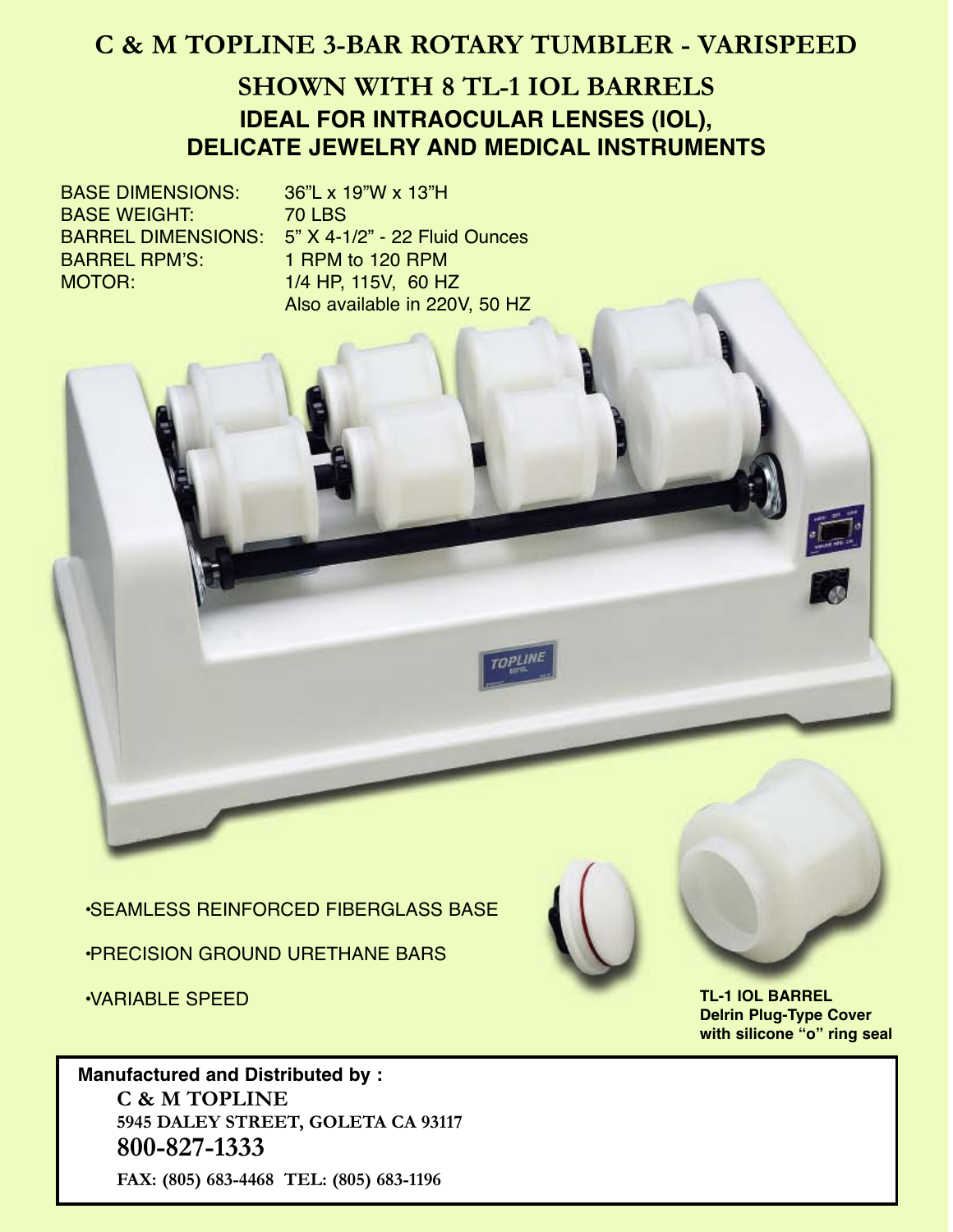# C & M TOPLINE 3-BAR ROTARY TUMBLER - VARISPEED

## SHOWN WITH 8 TL-1 IOL BARRELS

**IDEAL FOR INTRAOCULAR LENSES (IOL), DELICATE JEWELRY AND MEDICAL INSTRUMENTS**

| | |
|---|---|
| BASE DIMENSIONS: | 36"L x 19"W x 13"H |
| BASE WEIGHT: | 70 LBS |
| BARREL DIMENSIONS: | 5" X 4-1/2" - 22 Fluid Ounces |
| BARREL RPM'S: | 1 RPM to 120 RPM |
| MOTOR: | 1/4 HP, 115V, 60 HZ<br>Also available in 220V, 50 HZ |

- SEAMLESS REINFORCED FIBERGLASS BASE
- PRECISION GROUND URETHANE BARS
- VARIABLE SPEED

**TL-1 IOL BARREL**
**Delrin Plug-Type Cover with silicone "o" ring seal**

**Manufactured and Distributed by :**

**C & M TOPLINE**
**5945 DALEY STREET, GOLETA CA 93117**
**800-827-1333**
**FAX: (805) 683-4468 TEL: (805) 683-1196**